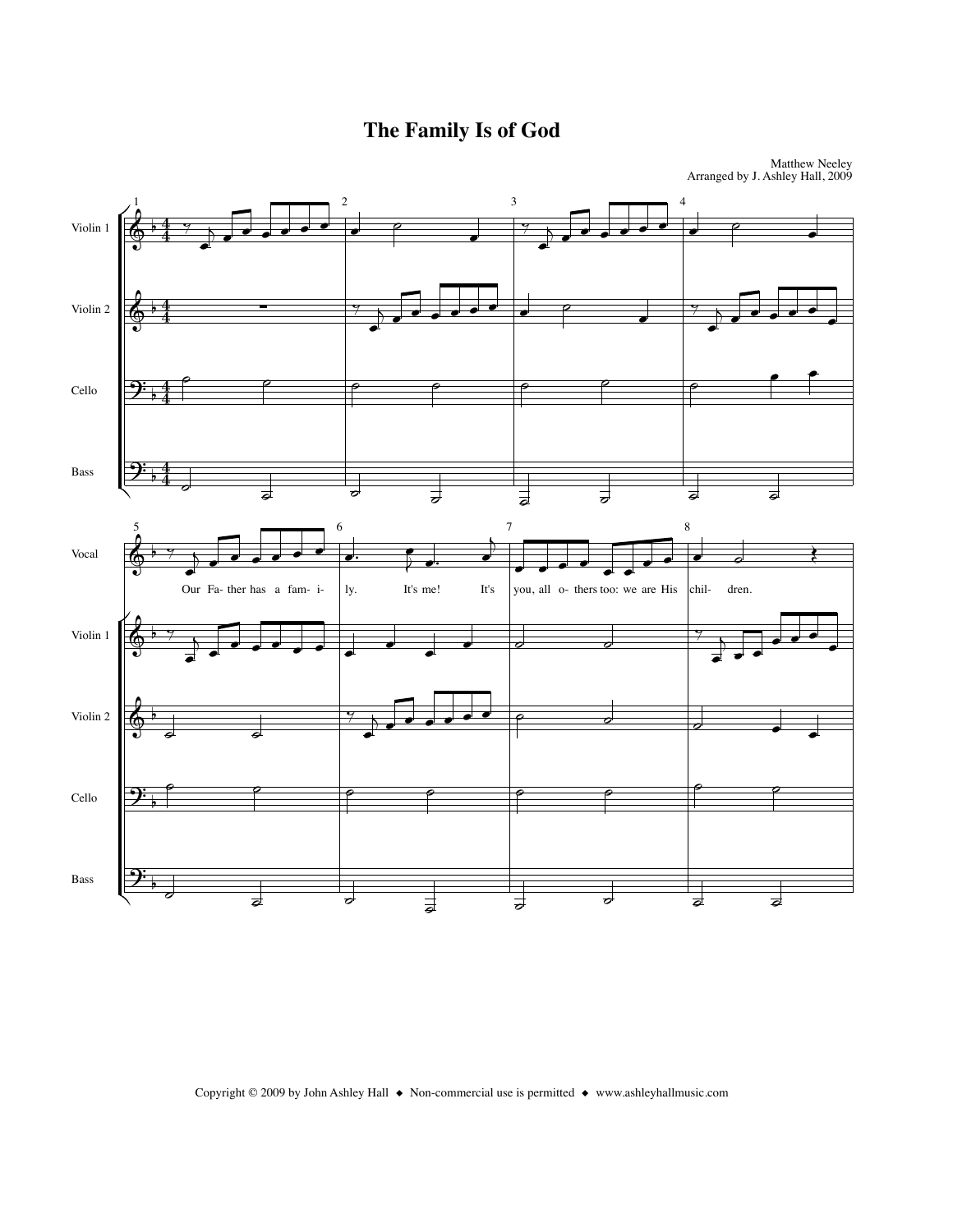# The Family Is of God

Matthew Neeley
Arranged by J. Ashley Hall, 2009

Violin 1

Violin 2

Cello

Bass

Vocal

Our Fa- ther has a fam- i- ly. It's me! It's you, all o- thers too: we are His chil- dren.

Copyright © 2009 by John Ashley Hall ◆ Non-commercial use is permitted ◆ www.ashleyhallmusic.com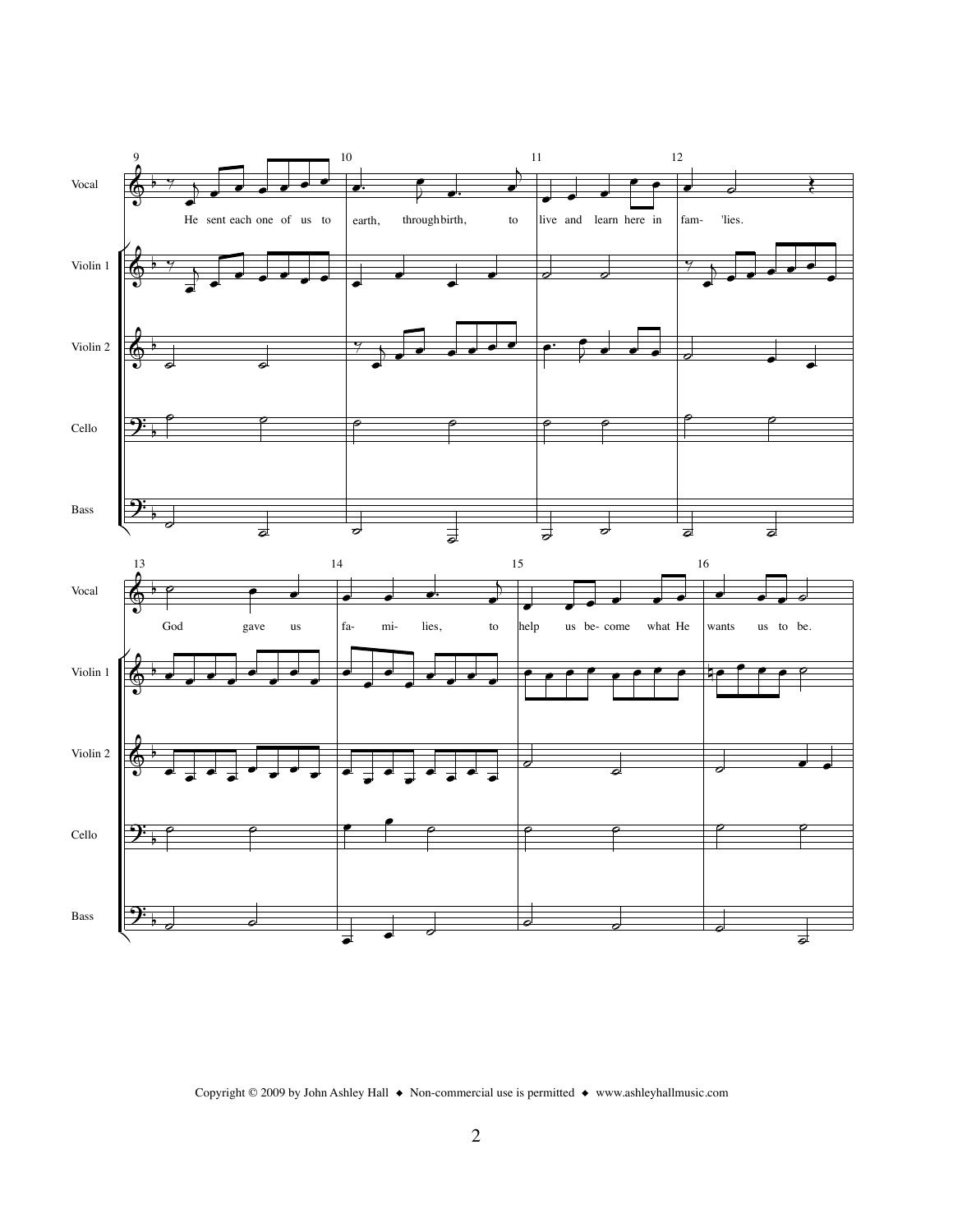9

10

11

12

Vocal

He sent each one of us to earth, through birth, to live and learn here in fam- 'lies.

Violin 1

Violin 2

Cello

Bass

13

14

15

16

God gave us fa- mi- lies, to help us be- come what He wants us to be.

Copyright © 2009 by John Ashley Hall ◆ Non-commercial use is permitted ◆ www.ashleyhallmusic.com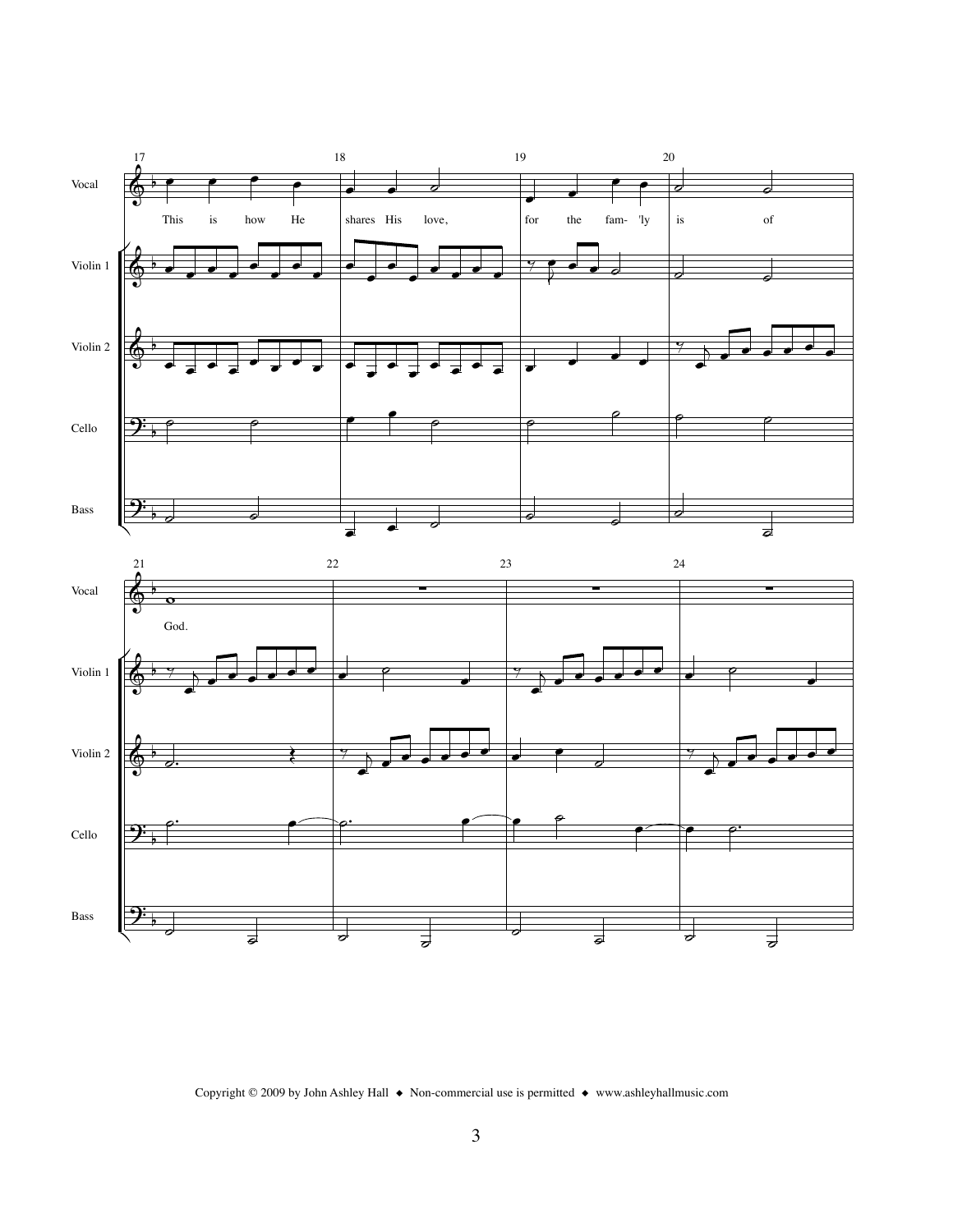Vocal

Violin 1

Violin 2

Cello

Bass

17 This is how He shares His love, for the fam- 'ly is of

21 God.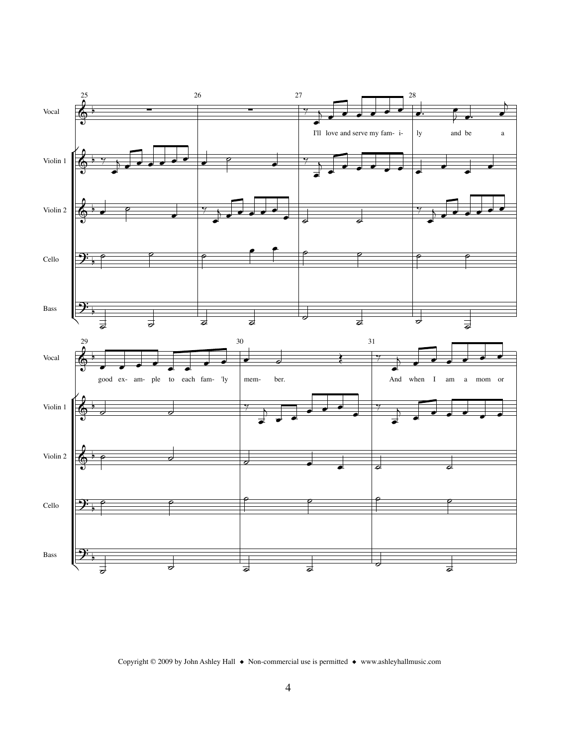25 26 27 28

Vocal

I'll love and serve my fam- i- ly and be a

Violin 1

Violin 2

Cello

Bass

29 30 31

Vocal

good ex- am- ple to each fam- 'ly mem- ber. And when I am a mom or

Violin 1

Violin 2

Cello

Bass

Copyright © 2009 by John Ashley Hall ◆ Non-commercial use is permitted ◆ www.ashleyhallmusic.com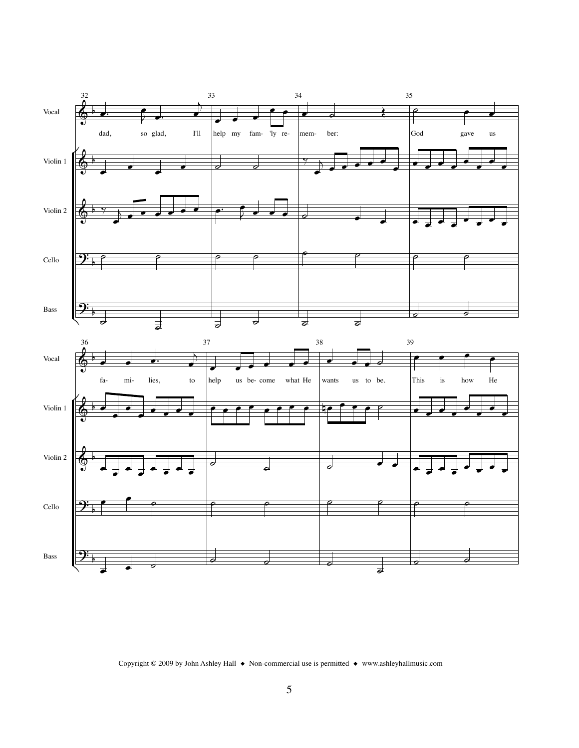Copyright © 2009 by John Ashley Hall ◆ Non-commercial use is permitted ◆ www.ashleyhallmusic.com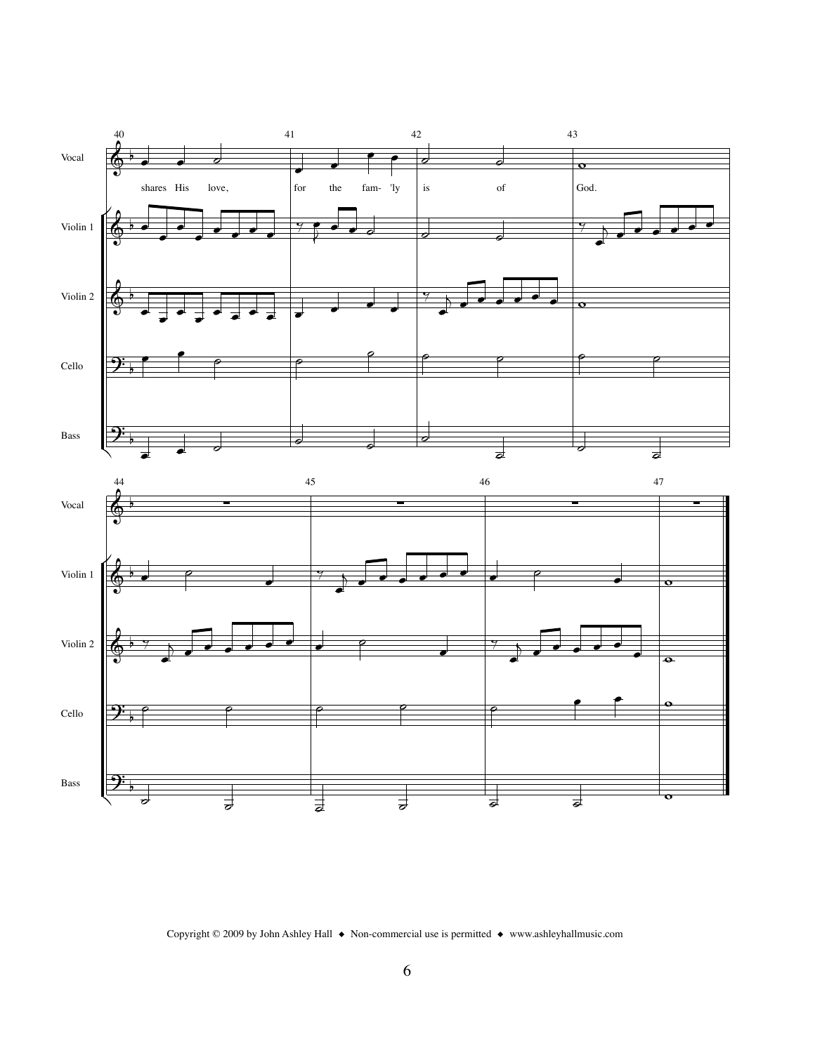Vocal

shares His love, for the fam- 'ly is of God.

Violin 1

Violin 2

Cello

Bass